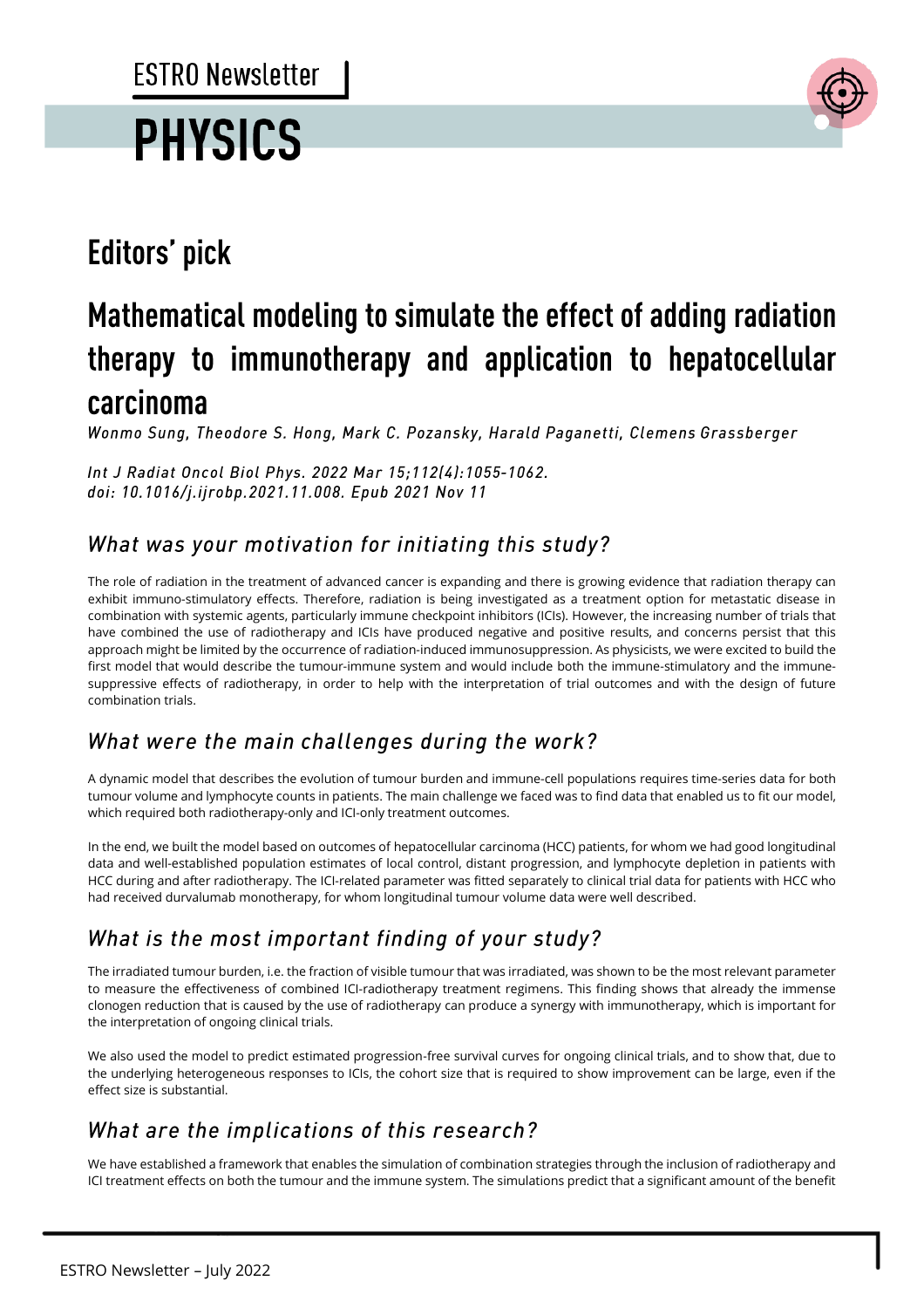# PHYSICS

## Editors' pick

## Mathematical modeling to simulate the effect of adding radiation therapy to immunotherapy and application to hepatocellular carcinoma

*Wonmo Sung, Theodore S. Hong, Mark C. Pozansky, Harald Paganetti, Clemens Grassberger*

*Int J Radiat Oncol Biol Phys. 2022 Mar 15;112(4):1055-1062. doi: 10.1016/j.ijrobp.2021.11.008. Epub 2021 Nov 11*

### *What was your motivation for initiating this study?*

The role of radiation in the treatment of advanced cancer is expanding and there is growing evidence that radiation therapy can exhibit immuno-stimulatory effects. Therefore, radiation is being investigated as a treatment option for metastatic disease in combination with systemic agents, particularly immune checkpoint inhibitors (ICIs). However, the increasing number of trials that have combined the use of radiotherapy and ICIs have produced negative and positive results, and concerns persist that this approach might be limited by the occurrence of radiation-induced immunosuppression. As physicists, we were excited to build the first model that would describe the tumour-immune system and would include both the immune-stimulatory and the immune-suppressive effects of radiotherapy, in order to help with the interpretation of trial outcomes and with the design of future combination trials.

### *What were the main challenges during the work?*

A dynamic model that describes the evolution of tumour burden and immune-cell populations requires time-series data for both tumour volume and lymphocyte counts in patients. The main challenge we faced was to find data that enabled us to fit our model, which required both radiotherapy-only and ICI-only treatment outcomes.

In the end, we built the model based on outcomes of hepatocellular carcinoma (HCC) patients, for whom we had good longitudinal data and well-established population estimates of local control, distant progression, and lymphocyte depletion in patients with HCC during and after radiotherapy. The ICI-related parameter was fitted separately to clinical trial data for patients with HCC who had received durvalumab monotherapy, for whom longitudinal tumour volume data were well described.

### *What is the most important finding of your study?*

The irradiated tumour burden, i.e. the fraction of visible tumour that was irradiated, was shown to be the most relevant parameter to measure the effectiveness of combined ICI-radiotherapy treatment regimens. This finding shows that already the immense clonogen reduction that is caused by the use of radiotherapy can produce a synergy with immunotherapy, which is important for the interpretation of ongoing clinical trials.

We also used the model to predict estimated progression-free survival curves for ongoing clinical trials, and to show that, due to the underlying heterogeneous responses to ICIs, the cohort size that is required to show improvement can be large, even if the effect size is substantial.

### *What are the implications of this research?*

We have established a framework that enables the simulation of combination strategies through the inclusion of radiotherapy and ICI treatment effects on both the tumour and the immune system. The simulations predict that a significant amount of the benefit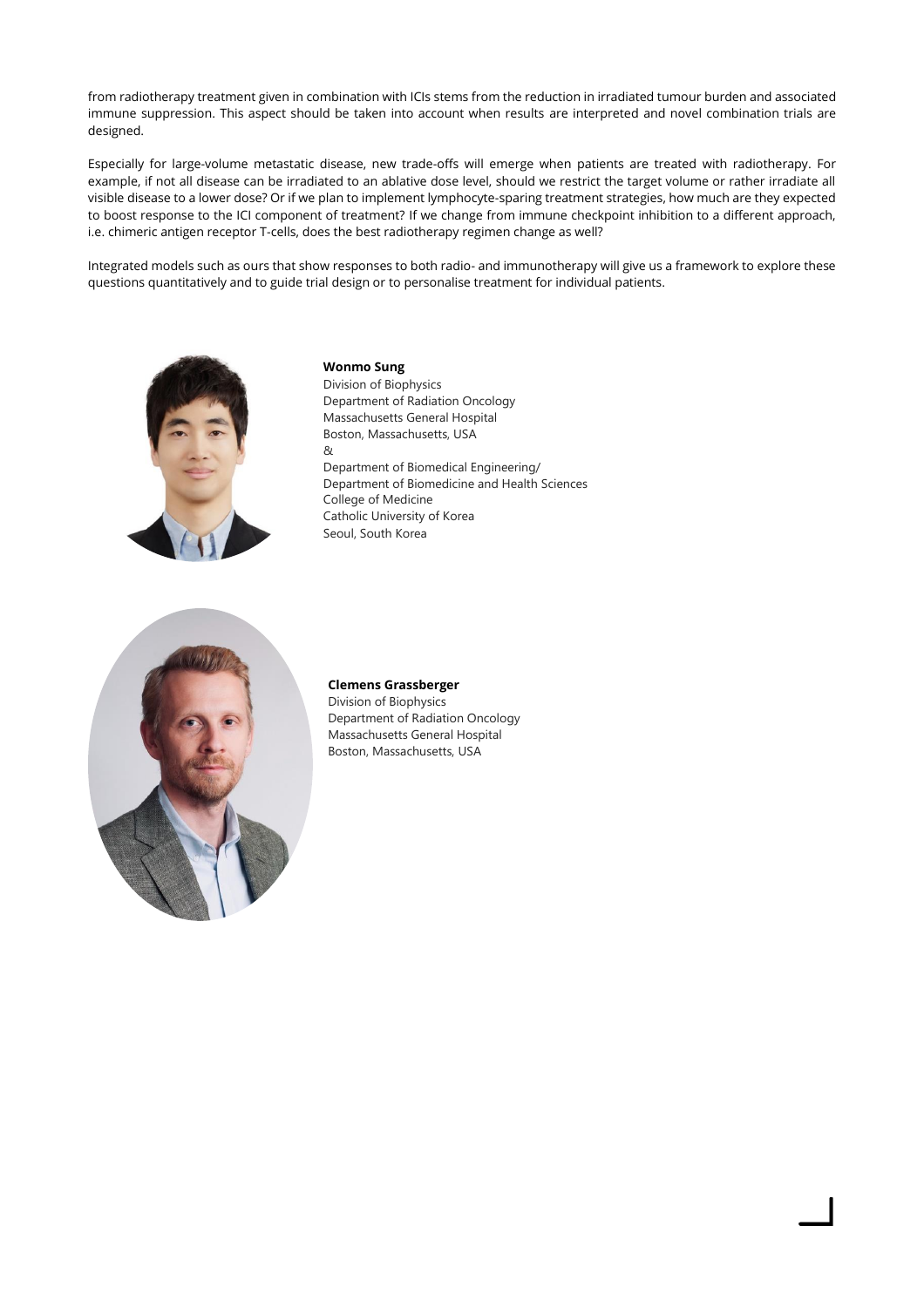from radiotherapy treatment given in combination with ICIs stems from the reduction in irradiated tumour burden and associated immune suppression. This aspect should be taken into account when results are interpreted and novel combination trials are designed.

Especially for large-volume metastatic disease, new trade-offs will emerge when patients are treated with radiotherapy. For example, if not all disease can be irradiated to an ablative dose level, should we restrict the target volume or rather irradiate all visible disease to a lower dose? Or if we plan to implement lymphocyte-sparing treatment strategies, how much are they expected to boost response to the ICI component of treatment? If we change from immune checkpoint inhibition to a different approach, i.e. chimeric antigen receptor T-cells, does the best radiotherapy regimen change as well?

Integrated models such as ours that show responses to both radio- and immunotherapy will give us a framework to explore these questions quantitatively and to guide trial design or to personalise treatment for individual patients.

**Wonmo Sung**
Division of Biophysics
Department of Radiation Oncology
Massachusetts General Hospital
Boston, Massachusetts, USA
&
Department of Biomedical Engineering/
Department of Biomedicine and Health Sciences
College of Medicine
Catholic University of Korea
Seoul, South Korea

**Clemens Grassberger**
Division of Biophysics
Department of Radiation Oncology
Massachusetts General Hospital
Boston, Massachusetts, USA